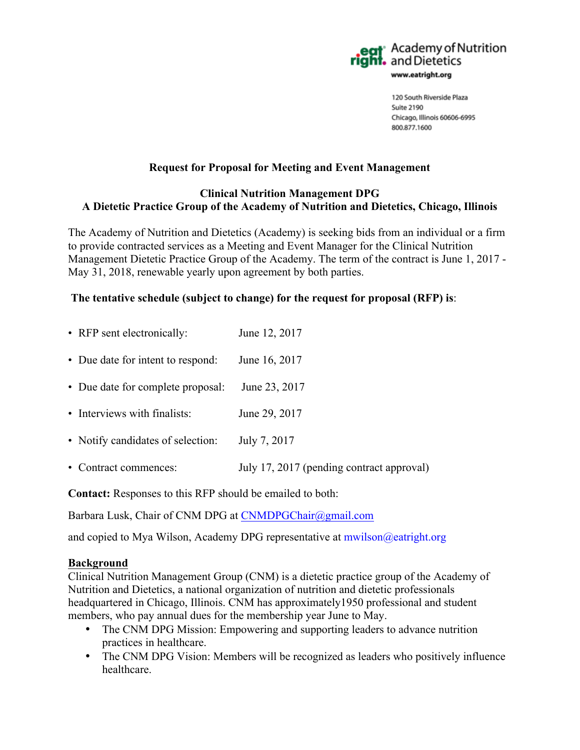Academy of Nutrition and Dietetics
www.eatright.org

120 South Riverside Plaza
Suite 2190
Chicago, Illinois 60606-6995
800.877.1600

# Request for Proposal for Meeting and Event Management

## Clinical Nutrition Management DPG
## A Dietetic Practice Group of the Academy of Nutrition and Dietetics, Chicago, Illinois

The Academy of Nutrition and Dietetics (Academy) is seeking bids from an individual or a firm to provide contracted services as a Meeting and Event Manager for the Clinical Nutrition Management Dietetic Practice Group of the Academy. The term of the contract is June 1, 2017 - May 31, 2018, renewable yearly upon agreement by both parties.

**The tentative schedule (subject to change) for the request for proposal (RFP) is**:

- RFP sent electronically: June 12, 2017
- Due date for intent to respond: June 16, 2017
- Due date for complete proposal: June 23, 2017
- Interviews with finalists: June 29, 2017
- Notify candidates of selection: July 7, 2017
- Contract commences: July 17, 2017 (pending contract approval)

**Contact:** Responses to this RFP should be emailed to both:

Barbara Lusk, Chair of CNM DPG at CNMDPGChair@gmail.com

and copied to Mya Wilson, Academy DPG representative at mwilson@eatright.org

**Background**

Clinical Nutrition Management Group (CNM) is a dietetic practice group of the Academy of Nutrition and Dietetics, a national organization of nutrition and dietetic professionals headquartered in Chicago, Illinois. CNM has approximately1950 professional and student members, who pay annual dues for the membership year June to May.

- The CNM DPG Mission: Empowering and supporting leaders to advance nutrition practices in healthcare.
- The CNM DPG Vision: Members will be recognized as leaders who positively influence healthcare.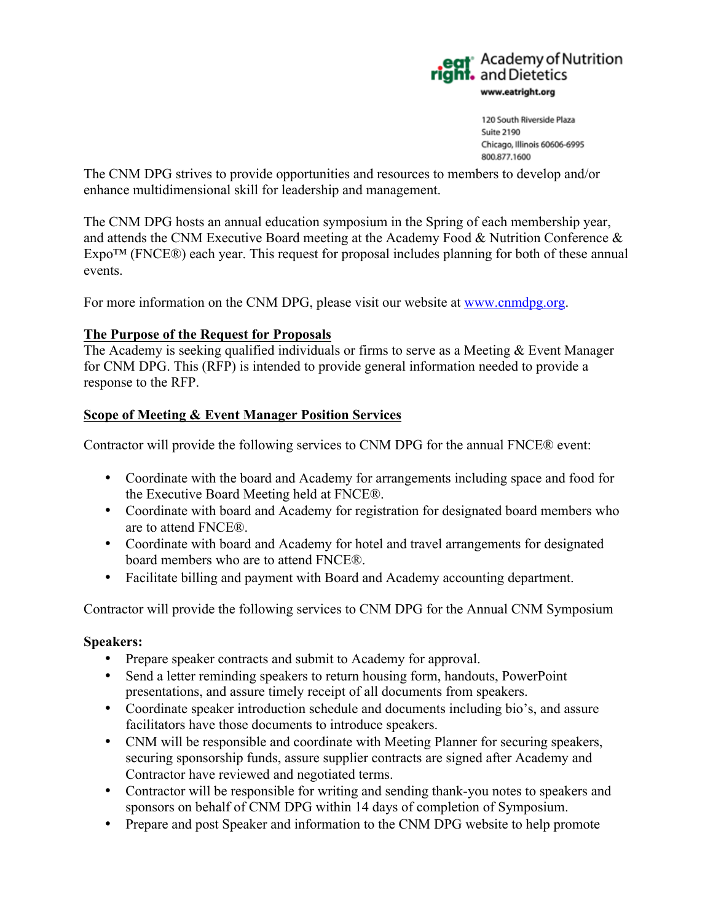Academy of Nutrition and Dietetics
www.eatright.org

120 South Riverside Plaza
Suite 2190
Chicago, Illinois 60606-6995
800.877.1600

The CNM DPG strives to provide opportunities and resources to members to develop and/or enhance multidimensional skill for leadership and management.

The CNM DPG hosts an annual education symposium in the Spring of each membership year, and attends the CNM Executive Board meeting at the Academy Food & Nutrition Conference & Expo™ (FNCE®) each year. This request for proposal includes planning for both of these annual events.

For more information on the CNM DPG, please visit our website at www.cnmdpg.org.

**The Purpose of the Request for Proposals**

The Academy is seeking qualified individuals or firms to serve as a Meeting & Event Manager for CNM DPG. This (RFP) is intended to provide general information needed to provide a response to the RFP.

**Scope of Meeting & Event Manager Position Services**

Contractor will provide the following services to CNM DPG for the annual FNCE® event:

- Coordinate with the board and Academy for arrangements including space and food for the Executive Board Meeting held at FNCE®.
- Coordinate with board and Academy for registration for designated board members who are to attend FNCE®.
- Coordinate with board and Academy for hotel and travel arrangements for designated board members who are to attend FNCE®.
- Facilitate billing and payment with Board and Academy accounting department.

Contractor will provide the following services to CNM DPG for the Annual CNM Symposium

**Speakers:**

- Prepare speaker contracts and submit to Academy for approval.
- Send a letter reminding speakers to return housing form, handouts, PowerPoint presentations, and assure timely receipt of all documents from speakers.
- Coordinate speaker introduction schedule and documents including bio's, and assure facilitators have those documents to introduce speakers.
- CNM will be responsible and coordinate with Meeting Planner for securing speakers, securing sponsorship funds, assure supplier contracts are signed after Academy and Contractor have reviewed and negotiated terms.
- Contractor will be responsible for writing and sending thank-you notes to speakers and sponsors on behalf of CNM DPG within 14 days of completion of Symposium.
- Prepare and post Speaker and information to the CNM DPG website to help promote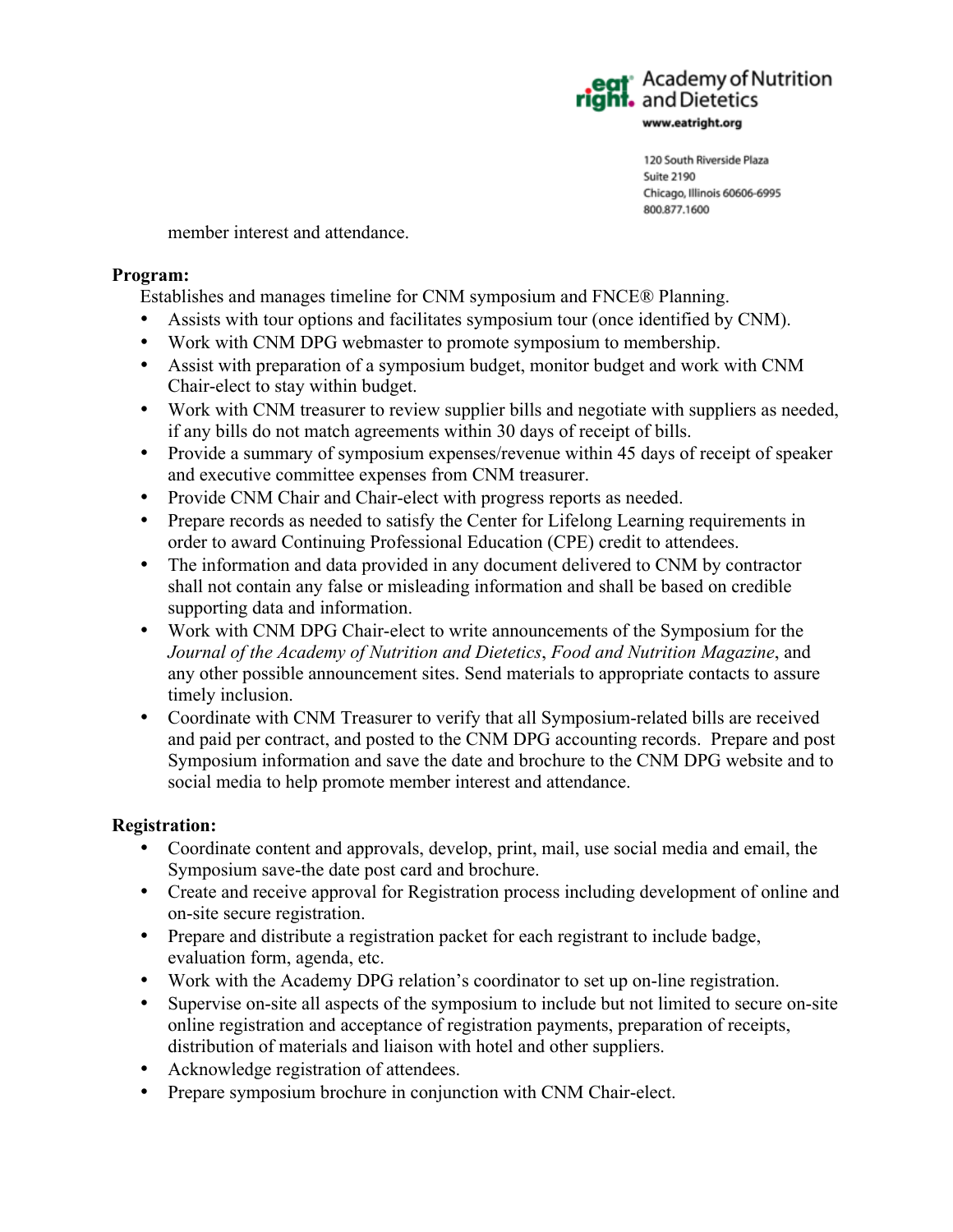member interest and attendance.

**Program:**

Establishes and manages timeline for CNM symposium and FNCE® Planning.

- Assists with tour options and facilitates symposium tour (once identified by CNM).
- Work with CNM DPG webmaster to promote symposium to membership.
- Assist with preparation of a symposium budget, monitor budget and work with CNM Chair-elect to stay within budget.
- Work with CNM treasurer to review supplier bills and negotiate with suppliers as needed, if any bills do not match agreements within 30 days of receipt of bills.
- Provide a summary of symposium expenses/revenue within 45 days of receipt of speaker and executive committee expenses from CNM treasurer.
- Provide CNM Chair and Chair-elect with progress reports as needed.
- Prepare records as needed to satisfy the Center for Lifelong Learning requirements in order to award Continuing Professional Education (CPE) credit to attendees.
- The information and data provided in any document delivered to CNM by contractor shall not contain any false or misleading information and shall be based on credible supporting data and information.
- Work with CNM DPG Chair-elect to write announcements of the Symposium for the *Journal of the Academy of Nutrition and Dietetics*, *Food and Nutrition Magazine*, and any other possible announcement sites. Send materials to appropriate contacts to assure timely inclusion.
- Coordinate with CNM Treasurer to verify that all Symposium-related bills are received and paid per contract, and posted to the CNM DPG accounting records. Prepare and post Symposium information and save the date and brochure to the CNM DPG website and to social media to help promote member interest and attendance.

**Registration:**

- Coordinate content and approvals, develop, print, mail, use social media and email, the Symposium save-the date post card and brochure.
- Create and receive approval for Registration process including development of online and on-site secure registration.
- Prepare and distribute a registration packet for each registrant to include badge, evaluation form, agenda, etc.
- Work with the Academy DPG relation's coordinator to set up on-line registration.
- Supervise on-site all aspects of the symposium to include but not limited to secure on-site online registration and acceptance of registration payments, preparation of receipts, distribution of materials and liaison with hotel and other suppliers.
- Acknowledge registration of attendees.
- Prepare symposium brochure in conjunction with CNM Chair-elect.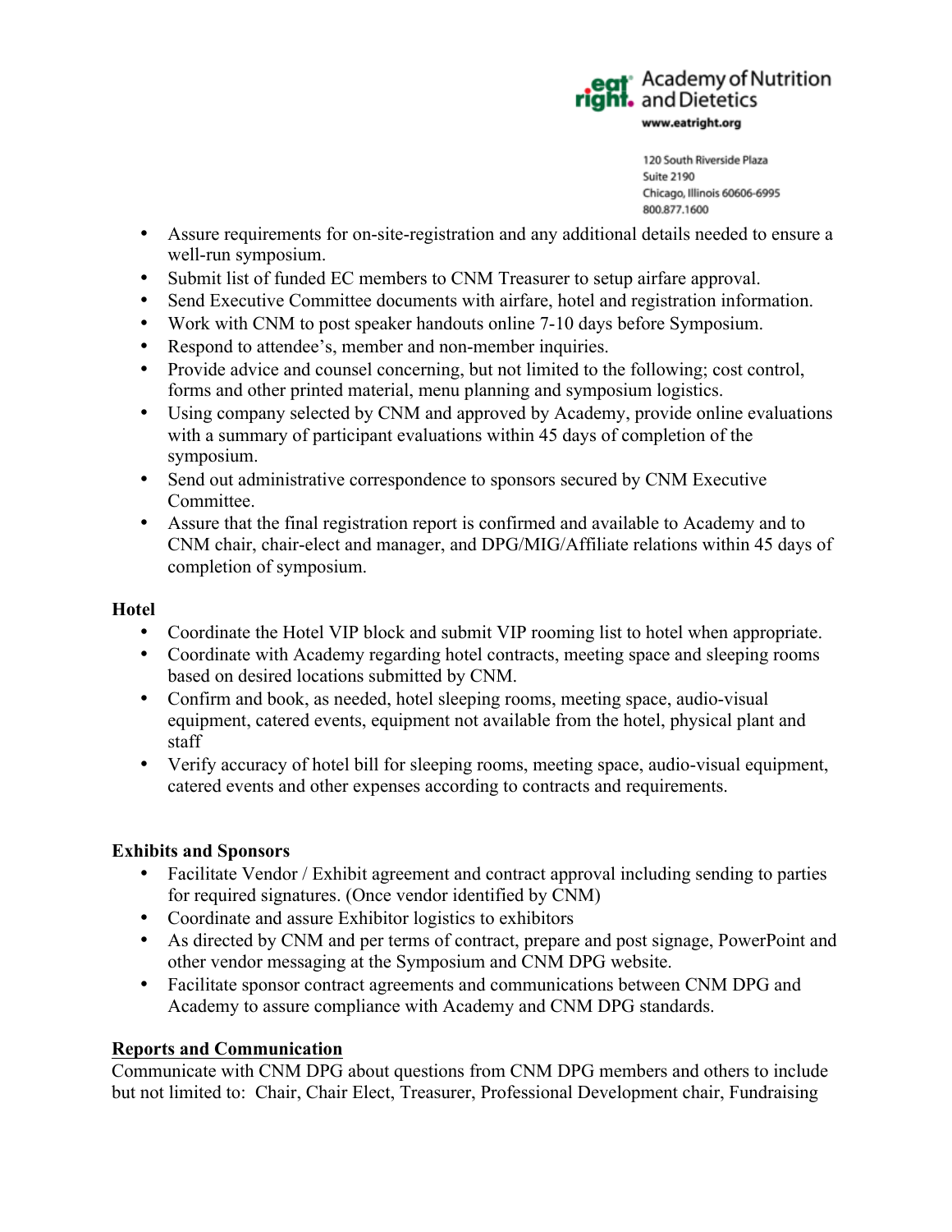- Assure requirements for on-site-registration and any additional details needed to ensure a well-run symposium.
- Submit list of funded EC members to CNM Treasurer to setup airfare approval.
- Send Executive Committee documents with airfare, hotel and registration information.
- Work with CNM to post speaker handouts online 7-10 days before Symposium.
- Respond to attendee's, member and non-member inquiries.
- Provide advice and counsel concerning, but not limited to the following; cost control, forms and other printed material, menu planning and symposium logistics.
- Using company selected by CNM and approved by Academy, provide online evaluations with a summary of participant evaluations within 45 days of completion of the symposium.
- Send out administrative correspondence to sponsors secured by CNM Executive Committee.
- Assure that the final registration report is confirmed and available to Academy and to CNM chair, chair-elect and manager, and DPG/MIG/Affiliate relations within 45 days of completion of symposium.

**Hotel**

- Coordinate the Hotel VIP block and submit VIP rooming list to hotel when appropriate.
- Coordinate with Academy regarding hotel contracts, meeting space and sleeping rooms based on desired locations submitted by CNM.
- Confirm and book, as needed, hotel sleeping rooms, meeting space, audio-visual equipment, catered events, equipment not available from the hotel, physical plant and staff
- Verify accuracy of hotel bill for sleeping rooms, meeting space, audio-visual equipment, catered events and other expenses according to contracts and requirements.

**Exhibits and Sponsors**

- Facilitate Vendor / Exhibit agreement and contract approval including sending to parties for required signatures. (Once vendor identified by CNM)
- Coordinate and assure Exhibitor logistics to exhibitors
- As directed by CNM and per terms of contract, prepare and post signage, PowerPoint and other vendor messaging at the Symposium and CNM DPG website.
- Facilitate sponsor contract agreements and communications between CNM DPG and Academy to assure compliance with Academy and CNM DPG standards.

**Reports and Communication**

Communicate with CNM DPG about questions from CNM DPG members and others to include but not limited to: Chair, Chair Elect, Treasurer, Professional Development chair, Fundraising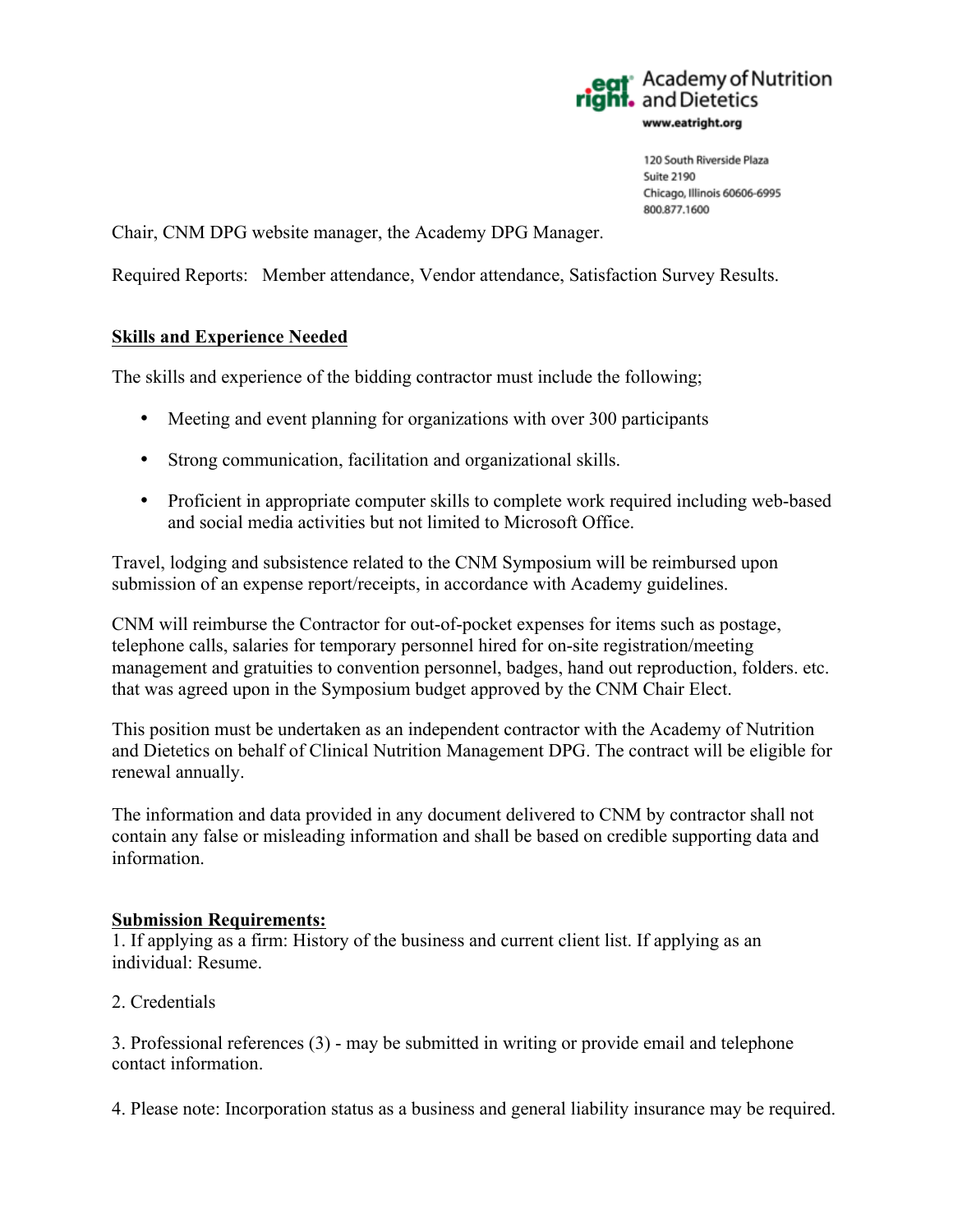Chair, CNM DPG website manager, the Academy DPG Manager.

Required Reports: Member attendance, Vendor attendance, Satisfaction Survey Results.

**Skills and Experience Needed**

The skills and experience of the bidding contractor must include the following;

- Meeting and event planning for organizations with over 300 participants
- Strong communication, facilitation and organizational skills.
- Proficient in appropriate computer skills to complete work required including web-based and social media activities but not limited to Microsoft Office.

Travel, lodging and subsistence related to the CNM Symposium will be reimbursed upon submission of an expense report/receipts, in accordance with Academy guidelines.

CNM will reimburse the Contractor for out-of-pocket expenses for items such as postage, telephone calls, salaries for temporary personnel hired for on-site registration/meeting management and gratuities to convention personnel, badges, hand out reproduction, folders. etc. that was agreed upon in the Symposium budget approved by the CNM Chair Elect.

This position must be undertaken as an independent contractor with the Academy of Nutrition and Dietetics on behalf of Clinical Nutrition Management DPG. The contract will be eligible for renewal annually.

The information and data provided in any document delivered to CNM by contractor shall not contain any false or misleading information and shall be based on credible supporting data and information.

**Submission Requirements:**

1. If applying as a firm: History of the business and current client list. If applying as an individual: Resume.

2. Credentials

3. Professional references (3) - may be submitted in writing or provide email and telephone contact information.

4. Please note: Incorporation status as a business and general liability insurance may be required.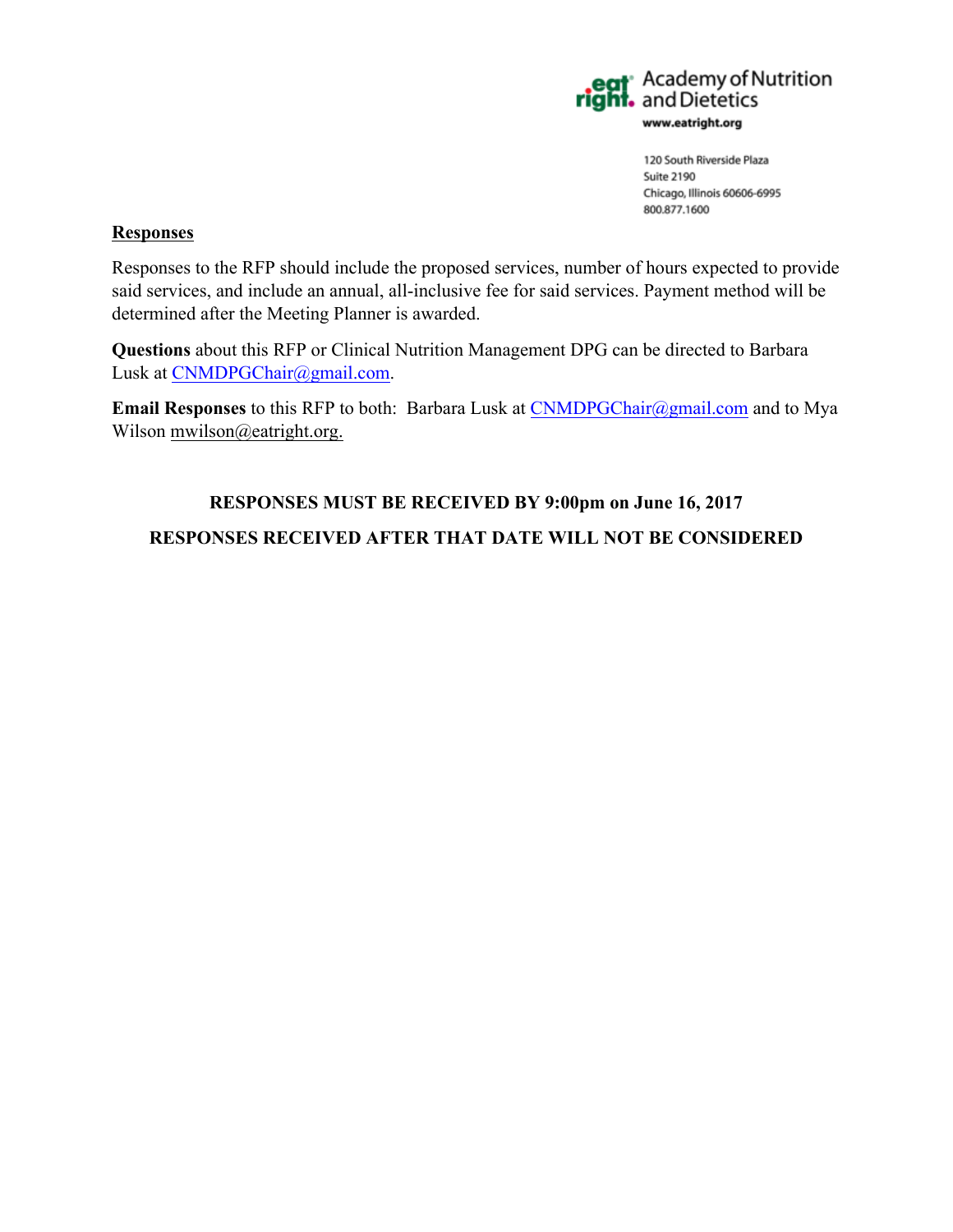Academy of Nutrition and Dietetics
www.eatright.org

120 South Riverside Plaza
Suite 2190
Chicago, Illinois 60606-6995
800.877.1600

## Responses

Responses to the RFP should include the proposed services, number of hours expected to provide said services, and include an annual, all-inclusive fee for said services. Payment method will be determined after the Meeting Planner is awarded.

**Questions** about this RFP or Clinical Nutrition Management DPG can be directed to Barbara Lusk at CNMDPGChair@gmail.com.

**Email Responses** to this RFP to both: Barbara Lusk at CNMDPGChair@gmail.com and to Mya Wilson mwilson@eatright.org.

**RESPONSES MUST BE RECEIVED BY 9:00pm on June 16, 2017**

**RESPONSES RECEIVED AFTER THAT DATE WILL NOT BE CONSIDERED**